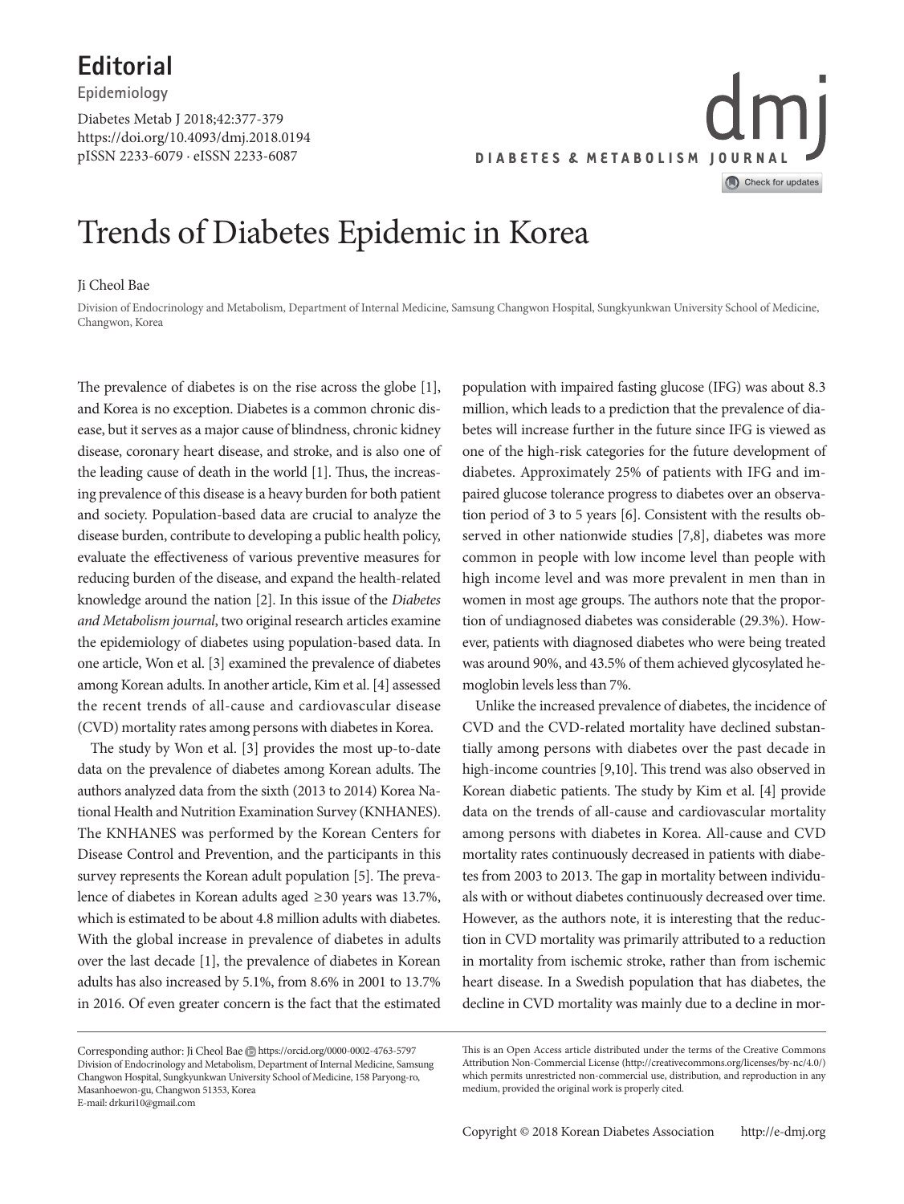**Editorial**

Epidemiology

https://doi.org/10.4093/dmj.2018.0194
pISSN 2233-6079 · eISSN 2233-6087

# Trends of Diabetes Epidemic in Korea

Ji Cheol Bae

Division of Endocrinology and Metabolism, Department of Internal Medicine, Samsung Changwon Hospital, Sungkyunkwan University School of Medicine, Changwon, Korea

The prevalence of diabetes is on the rise across the globe [1], and Korea is no exception. Diabetes is a common chronic disease, but it serves as a major cause of blindness, chronic kidney disease, coronary heart disease, and stroke, and is also one of the leading cause of death in the world [1]. Thus, the increasing prevalence of this disease is a heavy burden for both patient and society. Population-based data are crucial to analyze the disease burden, contribute to developing a public health policy, evaluate the effectiveness of various preventive measures for reducing burden of the disease, and expand the health-related knowledge around the nation [2]. In this issue of the *Diabetes and Metabolism journal*, two original research articles examine the epidemiology of diabetes using population-based data. In one article, Won et al. [3] examined the prevalence of diabetes among Korean adults. In another article, Kim et al. [4] assessed the recent trends of all-cause and cardiovascular disease (CVD) mortality rates among persons with diabetes in Korea.

The study by Won et al. [3] provides the most up-to-date data on the prevalence of diabetes among Korean adults. The authors analyzed data from the sixth (2013 to 2014) Korea National Health and Nutrition Examination Survey (KNHANES). The KNHANES was performed by the Korean Centers for Disease Control and Prevention, and the participants in this survey represents the Korean adult population [5]. The prevalence of diabetes in Korean adults aged ≥30 years was 13.7%, which is estimated to be about 4.8 million adults with diabetes. With the global increase in prevalence of diabetes in adults over the last decade [1], the prevalence of diabetes in Korean adults has also increased by 5.1%, from 8.6% in 2001 to 13.7% in 2016. Of even greater concern is the fact that the estimated population with impaired fasting glucose (IFG) was about 8.3 million, which leads to a prediction that the prevalence of diabetes will increase further in the future since IFG is viewed as one of the high-risk categories for the future development of diabetes. Approximately 25% of patients with IFG and impaired glucose tolerance progress to diabetes over an observation period of 3 to 5 years [6]. Consistent with the results observed in other nationwide studies [7,8], diabetes was more common in people with low income level than people with high income level and was more prevalent in men than in women in most age groups. The authors note that the proportion of undiagnosed diabetes was considerable (29.3%). However, patients with diagnosed diabetes who were being treated was around 90%, and 43.5% of them achieved glycosylated hemoglobin levels less than 7%.

Unlike the increased prevalence of diabetes, the incidence of CVD and the CVD-related mortality have declined substantially among persons with diabetes over the past decade in high-income countries [9,10]. This trend was also observed in Korean diabetic patients. The study by Kim et al. [4] provide data on the trends of all-cause and cardiovascular mortality among persons with diabetes in Korea. All-cause and CVD mortality rates continuously decreased in patients with diabetes from 2003 to 2013. The gap in mortality between individuals with or without diabetes continuously decreased over time. However, as the authors note, it is interesting that the reduction in CVD mortality was primarily attributed to a reduction in mortality from ischemic stroke, rather than from ischemic heart disease. In a Swedish population that has diabetes, the decline in CVD mortality was mainly due to a decline in mor-

Corresponding author: Ji Cheol Bae https://orcid.org/0000-0002-4763-5797
Division of Endocrinology and Metabolism, Department of Internal Medicine, Samsung Changwon Hospital, Sungkyunkwan University School of Medicine, 158 Paryong-ro, Masanhoewon-gu, Changwon 51353, Korea
E-mail: drkuri10@gmail.com

This is an Open Access article distributed under the terms of the Creative Commons Attribution Non-Commercial License (http://creativecommons.org/licenses/by-nc/4.0/) which permits unrestricted non-commercial use, distribution, and reproduction in any medium, provided the original work is properly cited.

Copyright © 2018 Korean Diabetes Association http://e-dmj.org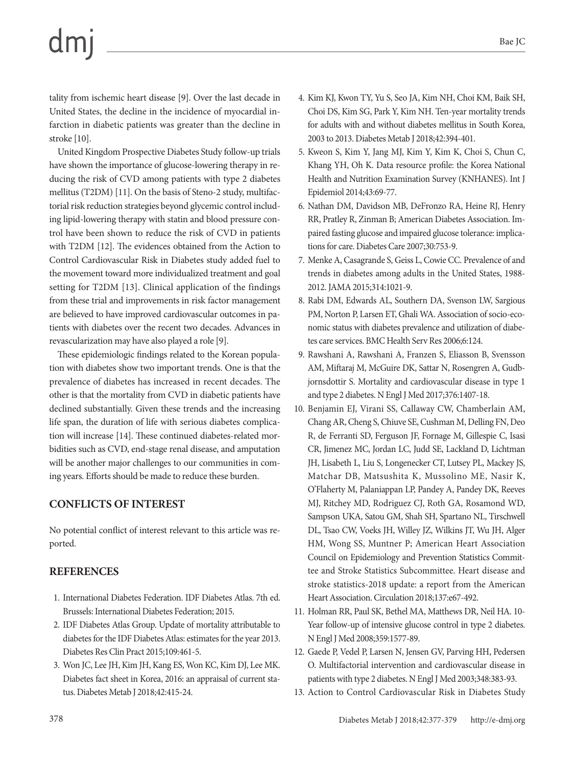tality from ischemic heart disease [9]. Over the last decade in United States, the decline in the incidence of myocardial infarction in diabetic patients was greater than the decline in stroke [10].

United Kingdom Prospective Diabetes Study follow-up trials have shown the importance of glucose-lowering therapy in reducing the risk of CVD among patients with type 2 diabetes mellitus (T2DM) [11]. On the basis of Steno-2 study, multifactorial risk reduction strategies beyond glycemic control including lipid-lowering therapy with statin and blood pressure control have been shown to reduce the risk of CVD in patients with T2DM [12]. The evidences obtained from the Action to Control Cardiovascular Risk in Diabetes study added fuel to the movement toward more individualized treatment and goal setting for T2DM [13]. Clinical application of the findings from these trial and improvements in risk factor management are believed to have improved cardiovascular outcomes in patients with diabetes over the recent two decades. Advances in revascularization may have also played a role [9].

These epidemiologic findings related to the Korean population with diabetes show two important trends. One is that the prevalence of diabetes has increased in recent decades. The other is that the mortality from CVD in diabetic patients have declined substantially. Given these trends and the increasing life span, the duration of life with serious diabetes complication will increase [14]. These continued diabetes-related morbidities such as CVD, end-stage renal disease, and amputation will be another major challenges to our communities in coming years. Efforts should be made to reduce these burden.

## CONFLICTS OF INTEREST

No potential conflict of interest relevant to this article was reported.

## REFERENCES

1. International Diabetes Federation. IDF Diabetes Atlas. 7th ed. Brussels: International Diabetes Federation; 2015.
2. IDF Diabetes Atlas Group. Update of mortality attributable to diabetes for the IDF Diabetes Atlas: estimates for the year 2013. Diabetes Res Clin Pract 2015;109:461-5.
3. Won JC, Lee JH, Kim JH, Kang ES, Won KC, Kim DJ, Lee MK. Diabetes fact sheet in Korea, 2016: an appraisal of current status. Diabetes Metab J 2018;42:415-24.
4. Kim KJ, Kwon TY, Yu S, Seo JA, Kim NH, Choi KM, Baik SH, Choi DS, Kim SG, Park Y, Kim NH. Ten-year mortality trends for adults with and without diabetes mellitus in South Korea, 2003 to 2013. Diabetes Metab J 2018;42:394-401.
5. Kweon S, Kim Y, Jang MJ, Kim Y, Kim K, Choi S, Chun C, Khang YH, Oh K. Data resource profile: the Korea National Health and Nutrition Examination Survey (KNHANES). Int J Epidemiol 2014;43:69-77.
6. Nathan DM, Davidson MB, DeFronzo RA, Heine RJ, Henry RR, Pratley R, Zinman B; American Diabetes Association. Impaired fasting glucose and impaired glucose tolerance: implications for care. Diabetes Care 2007;30:753-9.
7. Menke A, Casagrande S, Geiss L, Cowie CC. Prevalence of and trends in diabetes among adults in the United States, 1988-2012. JAMA 2015;314:1021-9.
8. Rabi DM, Edwards AL, Southern DA, Svenson LW, Sargious PM, Norton P, Larsen ET, Ghali WA. Association of socio-economic status with diabetes prevalence and utilization of diabetes care services. BMC Health Serv Res 2006;6:124.
9. Rawshani A, Rawshani A, Franzen S, Eliasson B, Svensson AM, Miftaraj M, McGuire DK, Sattar N, Rosengren A, Gudbjornsdottir S. Mortality and cardiovascular disease in type 1 and type 2 diabetes. N Engl J Med 2017;376:1407-18.
10. Benjamin EJ, Virani SS, Callaway CW, Chamberlain AM, Chang AR, Cheng S, Chiuve SE, Cushman M, Delling FN, Deo R, de Ferranti SD, Ferguson JF, Fornage M, Gillespie C, Isasi CR, Jimenez MC, Jordan LC, Judd SE, Lackland D, Lichtman JH, Lisabeth L, Liu S, Longenecker CT, Lutsey PL, Mackey JS, Matchar DB, Matsushita K, Mussolino ME, Nasir K, O'Flaherty M, Palaniappan LP, Pandey A, Pandey DK, Reeves MJ, Ritchey MD, Rodriguez CJ, Roth GA, Rosamond WD, Sampson UKA, Satou GM, Shah SH, Spartano NL, Tirschwell DL, Tsao CW, Voeks JH, Willey JZ, Wilkins JT, Wu JH, Alger HM, Wong SS, Muntner P; American Heart Association Council on Epidemiology and Prevention Statistics Committee and Stroke Statistics Subcommittee. Heart disease and stroke statistics-2018 update: a report from the American Heart Association. Circulation 2018;137:e67-492.
11. Holman RR, Paul SK, Bethel MA, Matthews DR, Neil HA. 10-Year follow-up of intensive glucose control in type 2 diabetes. N Engl J Med 2008;359:1577-89.
12. Gaede P, Vedel P, Larsen N, Jensen GV, Parving HH, Pedersen O. Multifactorial intervention and cardiovascular disease in patients with type 2 diabetes. N Engl J Med 2003;348:383-93.
13. Action to Control Cardiovascular Risk in Diabetes Study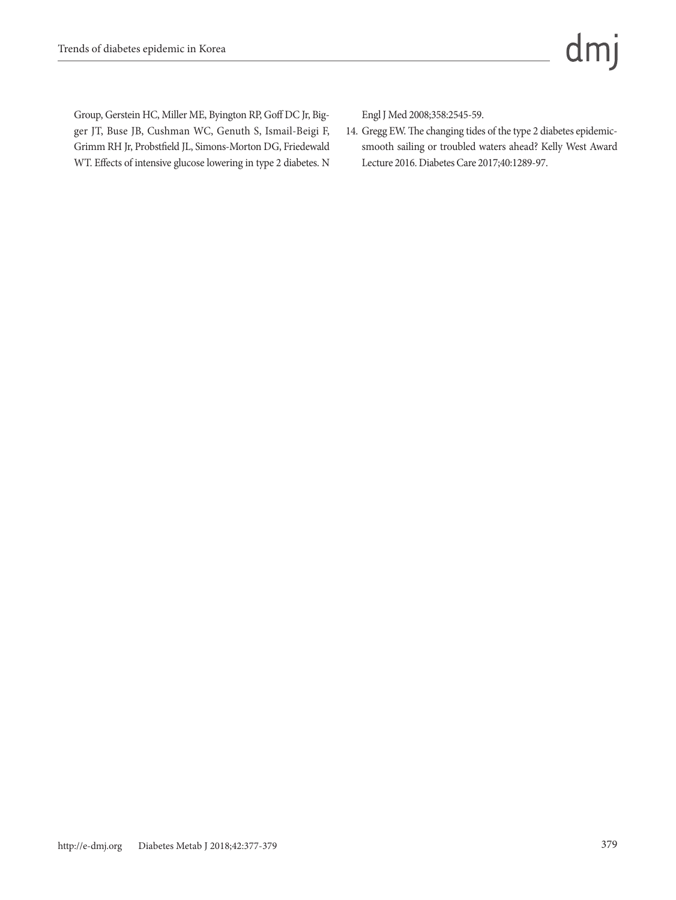Group, Gerstein HC, Miller ME, Byington RP, Goff DC Jr, Bigger JT, Buse JB, Cushman WC, Genuth S, Ismail-Beigi F, Grimm RH Jr, Probstfield JL, Simons-Morton DG, Friedewald WT. Effects of intensive glucose lowering in type 2 diabetes. N Engl J Med 2008;358:2545-59.

14. Gregg EW. The changing tides of the type 2 diabetes epidemic-smooth sailing or troubled waters ahead? Kelly West Award Lecture 2016. Diabetes Care 2017;40:1289-97.